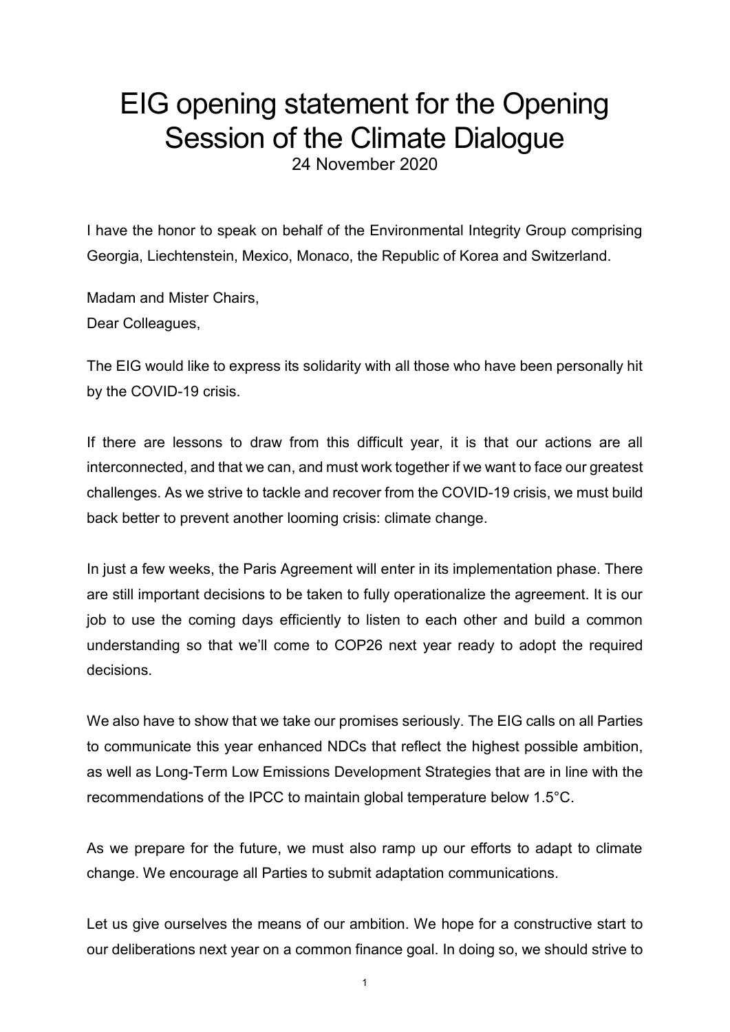# EIG opening statement for the Opening Session of the Climate Dialogue

24 November 2020

I have the honor to speak on behalf of the Environmental Integrity Group comprising Georgia, Liechtenstein, Mexico, Monaco, the Republic of Korea and Switzerland.

Madam and Mister Chairs,
Dear Colleagues,

The EIG would like to express its solidarity with all those who have been personally hit by the COVID-19 crisis.

If there are lessons to draw from this difficult year, it is that our actions are all interconnected, and that we can, and must work together if we want to face our greatest challenges. As we strive to tackle and recover from the COVID-19 crisis, we must build back better to prevent another looming crisis: climate change.

In just a few weeks, the Paris Agreement will enter in its implementation phase. There are still important decisions to be taken to fully operationalize the agreement. It is our job to use the coming days efficiently to listen to each other and build a common understanding so that we'll come to COP26 next year ready to adopt the required decisions.

We also have to show that we take our promises seriously. The EIG calls on all Parties to communicate this year enhanced NDCs that reflect the highest possible ambition, as well as Long-Term Low Emissions Development Strategies that are in line with the recommendations of the IPCC to maintain global temperature below 1.5°C.

As we prepare for the future, we must also ramp up our efforts to adapt to climate change. We encourage all Parties to submit adaptation communications.

Let us give ourselves the means of our ambition. We hope for a constructive start to our deliberations next year on a common finance goal. In doing so, we should strive to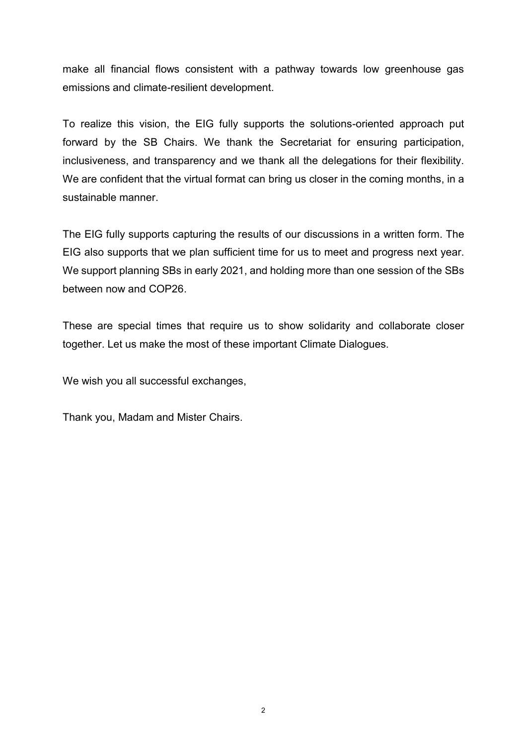make all financial flows consistent with a pathway towards low greenhouse gas emissions and climate-resilient development.

To realize this vision, the EIG fully supports the solutions-oriented approach put forward by the SB Chairs. We thank the Secretariat for ensuring participation, inclusiveness, and transparency and we thank all the delegations for their flexibility. We are confident that the virtual format can bring us closer in the coming months, in a sustainable manner.

The EIG fully supports capturing the results of our discussions in a written form. The EIG also supports that we plan sufficient time for us to meet and progress next year. We support planning SBs in early 2021, and holding more than one session of the SBs between now and COP26.

These are special times that require us to show solidarity and collaborate closer together. Let us make the most of these important Climate Dialogues.

We wish you all successful exchanges,

Thank you, Madam and Mister Chairs.